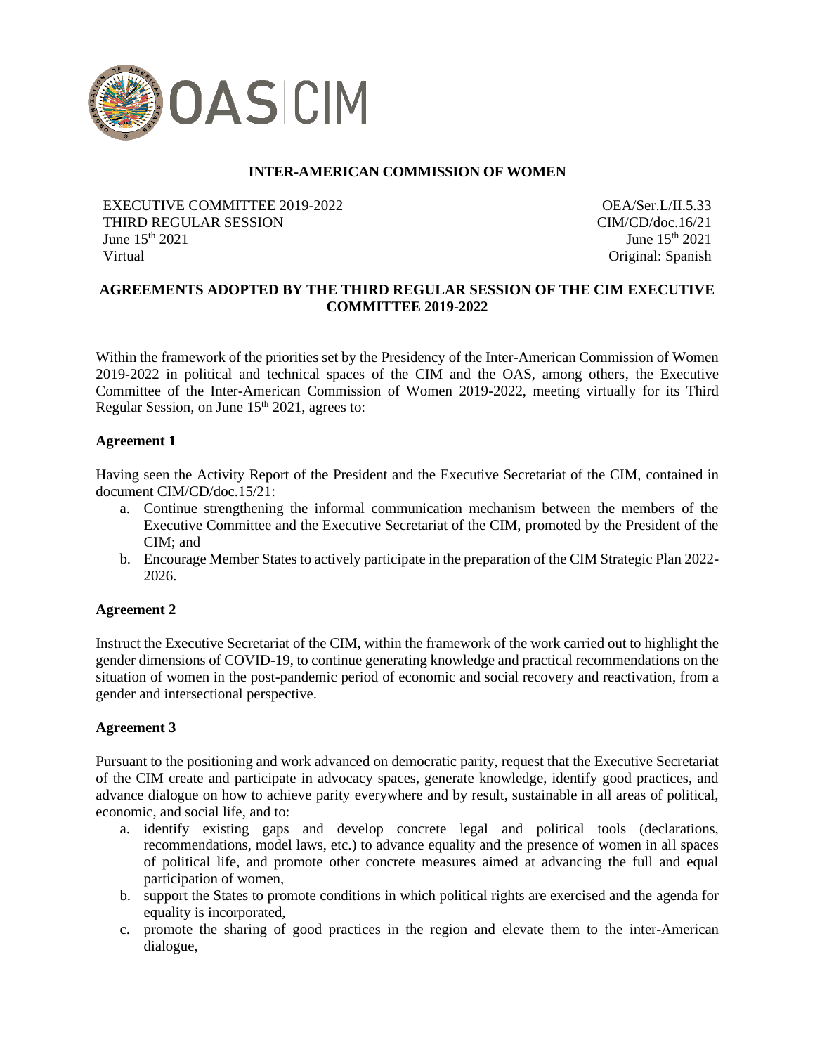**INTER-AMERICAN COMMISSION OF WOMEN**

EXECUTIVE COMMITTEE 2019-2022
THIRD REGULAR SESSION
June 15th 2021
Virtual

OEA/Ser.L/II.5.33
CIM/CD/doc.16/21
June 15th 2021
Original: Spanish

## AGREEMENTS ADOPTED BY THE THIRD REGULAR SESSION OF THE CIM EXECUTIVE COMMITTEE 2019-2022

Within the framework of the priorities set by the Presidency of the Inter-American Commission of Women 2019-2022 in political and technical spaces of the CIM and the OAS, among others, the Executive Committee of the Inter-American Commission of Women 2019-2022, meeting virtually for its Third Regular Session, on June 15th 2021, agrees to:

### Agreement 1

Having seen the Activity Report of the President and the Executive Secretariat of the CIM, contained in document CIM/CD/doc.15/21:

a. Continue strengthening the informal communication mechanism between the members of the Executive Committee and the Executive Secretariat of the CIM, promoted by the President of the CIM; and
b. Encourage Member States to actively participate in the preparation of the CIM Strategic Plan 2022-2026.

### Agreement 2

Instruct the Executive Secretariat of the CIM, within the framework of the work carried out to highlight the gender dimensions of COVID-19, to continue generating knowledge and practical recommendations on the situation of women in the post-pandemic period of economic and social recovery and reactivation, from a gender and intersectional perspective.

### Agreement 3

Pursuant to the positioning and work advanced on democratic parity, request that the Executive Secretariat of the CIM create and participate in advocacy spaces, generate knowledge, identify good practices, and advance dialogue on how to achieve parity everywhere and by result, sustainable in all areas of political, economic, and social life, and to:

a. identify existing gaps and develop concrete legal and political tools (declarations, recommendations, model laws, etc.) to advance equality and the presence of women in all spaces of political life, and promote other concrete measures aimed at advancing the full and equal participation of women,
b. support the States to promote conditions in which political rights are exercised and the agenda for equality is incorporated,
c. promote the sharing of good practices in the region and elevate them to the inter-American dialogue,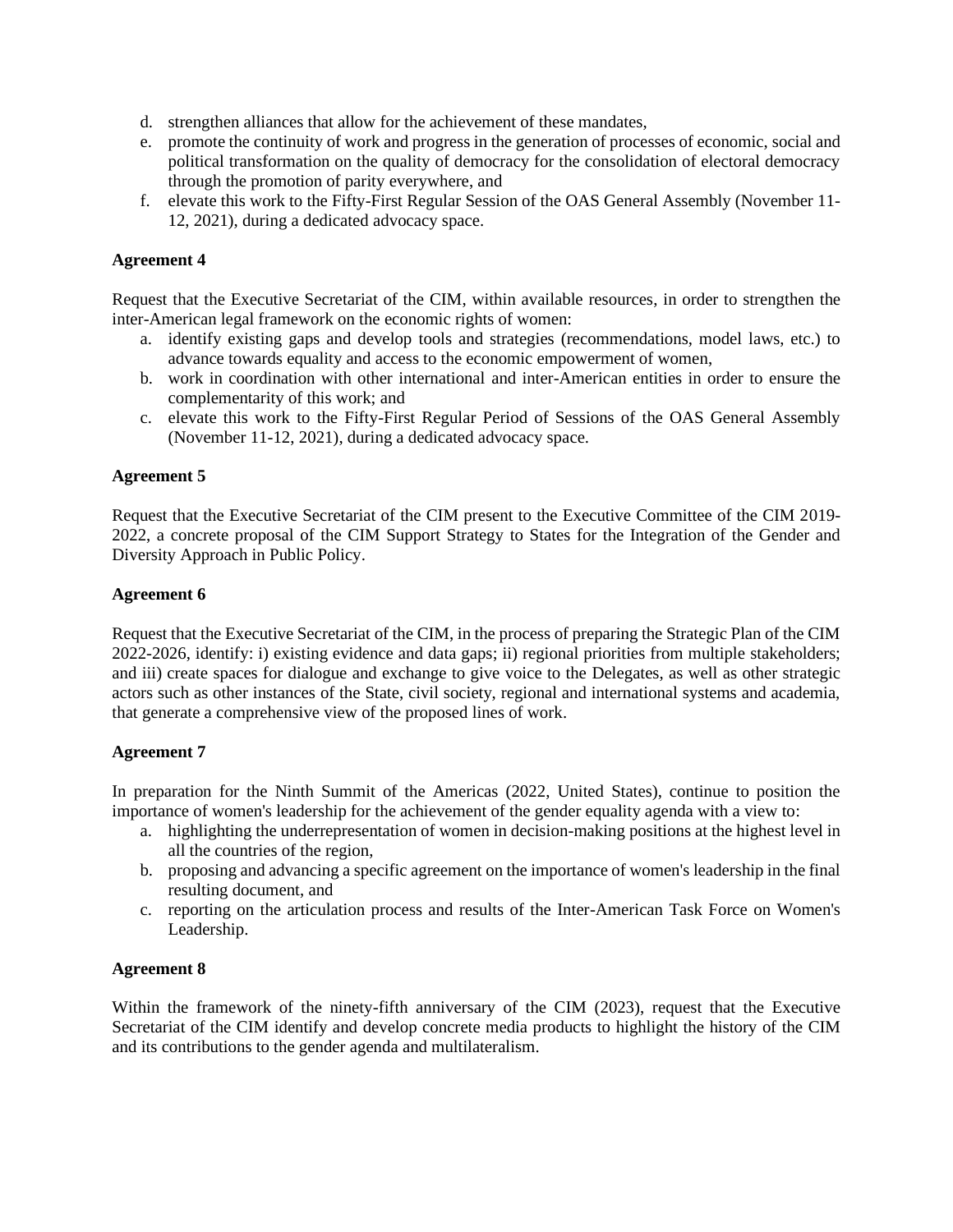d. strengthen alliances that allow for the achievement of these mandates,
e. promote the continuity of work and progress in the generation of processes of economic, social and political transformation on the quality of democracy for the consolidation of electoral democracy through the promotion of parity everywhere, and
f. elevate this work to the Fifty-First Regular Session of the OAS General Assembly (November 11-12, 2021), during a dedicated advocacy space.

**Agreement 4**

Request that the Executive Secretariat of the CIM, within available resources, in order to strengthen the inter-American legal framework on the economic rights of women:

a. identify existing gaps and develop tools and strategies (recommendations, model laws, etc.) to advance towards equality and access to the economic empowerment of women,
b. work in coordination with other international and inter-American entities in order to ensure the complementarity of this work; and
c. elevate this work to the Fifty-First Regular Period of Sessions of the OAS General Assembly (November 11-12, 2021), during a dedicated advocacy space.

**Agreement 5**

Request that the Executive Secretariat of the CIM present to the Executive Committee of the CIM 2019-2022, a concrete proposal of the CIM Support Strategy to States for the Integration of the Gender and Diversity Approach in Public Policy.

**Agreement 6**

Request that the Executive Secretariat of the CIM, in the process of preparing the Strategic Plan of the CIM 2022-2026, identify: i) existing evidence and data gaps; ii) regional priorities from multiple stakeholders; and iii) create spaces for dialogue and exchange to give voice to the Delegates, as well as other strategic actors such as other instances of the State, civil society, regional and international systems and academia, that generate a comprehensive view of the proposed lines of work.

**Agreement 7**

In preparation for the Ninth Summit of the Americas (2022, United States), continue to position the importance of women's leadership for the achievement of the gender equality agenda with a view to:

a. highlighting the underrepresentation of women in decision-making positions at the highest level in all the countries of the region,
b. proposing and advancing a specific agreement on the importance of women's leadership in the final resulting document, and
c. reporting on the articulation process and results of the Inter-American Task Force on Women's Leadership.

**Agreement 8**

Within the framework of the ninety-fifth anniversary of the CIM (2023), request that the Executive Secretariat of the CIM identify and develop concrete media products to highlight the history of the CIM and its contributions to the gender agenda and multilateralism.